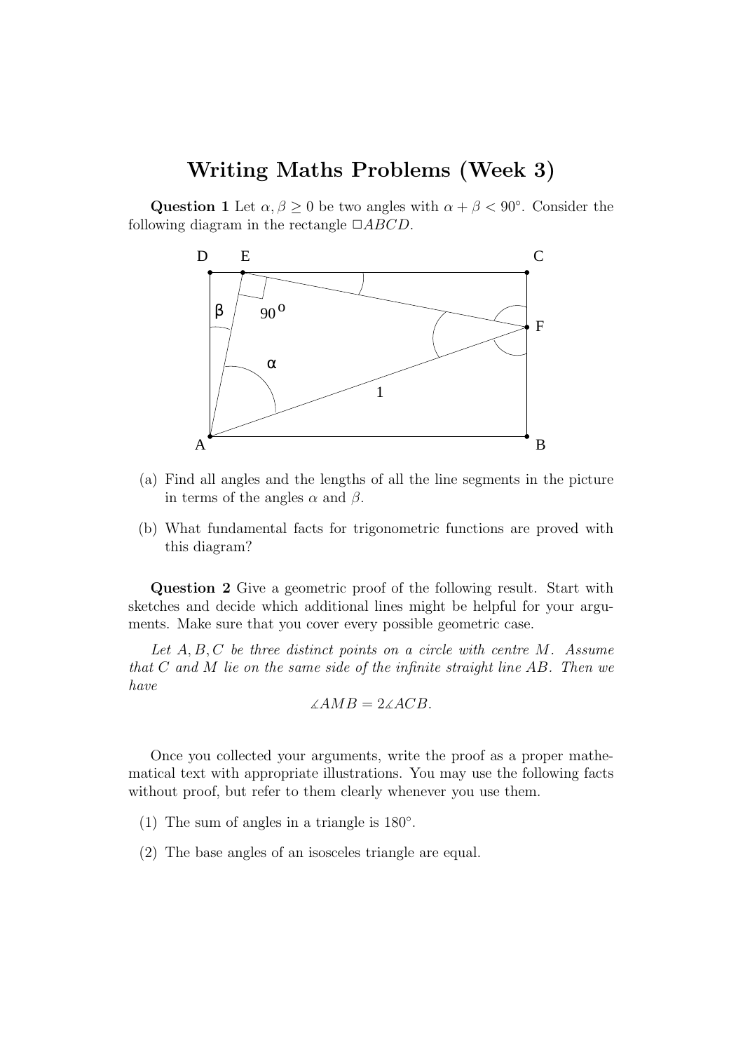# Writing Maths Problems (Week 3)

**Question 1** Let $\alpha, \beta \geq 0$ be two angles with $\alpha + \beta < 90°$. Consider the following diagram in the rectangle $\Box ABCD$.

(a) Find all angles and the lengths of all the line segments in the picture in terms of the angles $\alpha$ and $\beta$.

(b) What fundamental facts for trigonometric functions are proved with this diagram?

**Question 2** Give a geometric proof of the following result. Start with sketches and decide which additional lines might be helpful for your arguments. Make sure that you cover every possible geometric case.

*Let $A, B, C$ be three distinct points on a circle with centre $M$. Assume that $C$ and $M$ lie on the same side of the infinite straight line $AB$. Then we have*

$$\measuredangle AMB = 2\measuredangle ACB.$$

Once you collected your arguments, write the proof as a proper mathematical text with appropriate illustrations. You may use the following facts without proof, but refer to them clearly whenever you use them.

(1) The sum of angles in a triangle is $180°$.

(2) The base angles of an isosceles triangle are equal.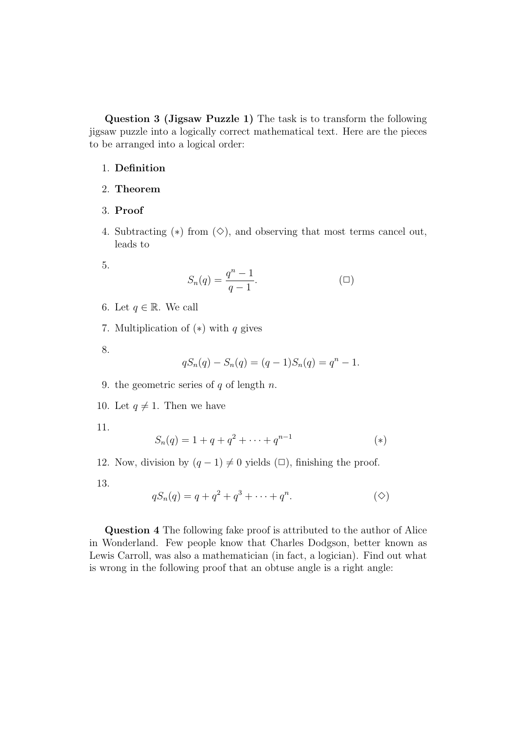**Question 3 (Jigsaw Puzzle 1)** The task is to transform the following jigsaw puzzle into a logically correct mathematical text. Here are the pieces to be arranged into a logical order:

1. **Definition**
2. **Theorem**
3. **Proof**
4. Subtracting $(*)$ from $(\diamond)$, and observing that most terms cancel out, leads to
5. $$S_n(q) = \frac{q^n - 1}{q - 1}. \qquad (\square)$$
6. Let $q \in \mathbb{R}$. We call
7. Multiplication of $(*)$ with $q$ gives
8. $$qS_n(q) - S_n(q) = (q - 1)S_n(q) = q^n - 1.$$
9. the geometric series of $q$ of length $n$.
10. Let $q \neq 1$. Then we have
11. $$S_n(q) = 1 + q + q^2 + \cdots + q^{n-1} \qquad (*)$$
12. Now, division by $(q - 1) \neq 0$ yields $(\square)$, finishing the proof.
13. $$qS_n(q) = q + q^2 + q^3 + \cdots + q^n. \qquad (\diamond)$$

**Question 4** The following fake proof is attributed to the author of Alice in Wonderland. Few people know that Charles Dodgson, better known as Lewis Carroll, was also a mathematician (in fact, a logician). Find out what is wrong in the following proof that an obtuse angle is a right angle: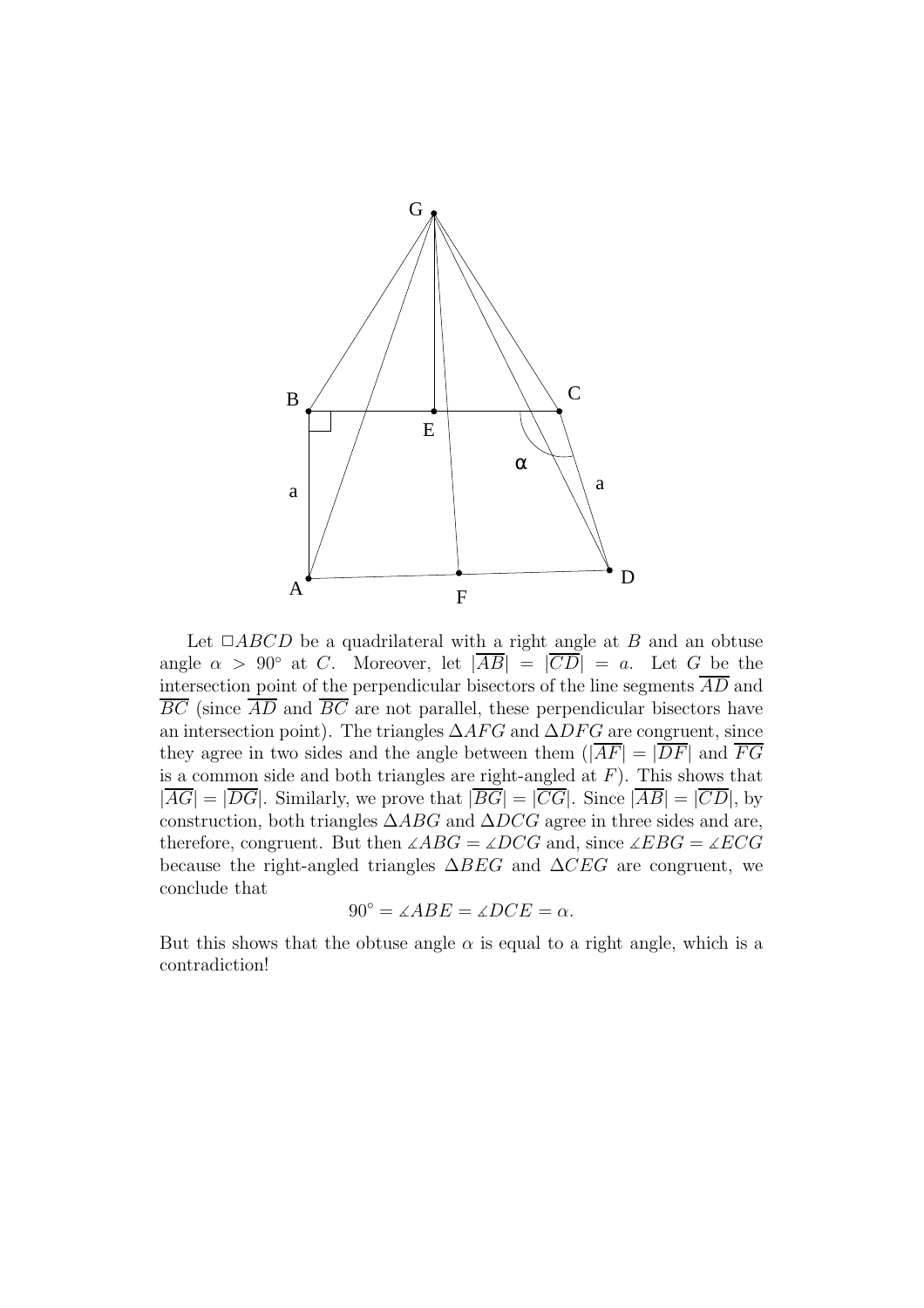Let $\square ABCD$ be a quadrilateral with a right angle at $B$ and an obtuse angle $\alpha > 90^\circ$ at $C$. Moreover, let $|\overline{AB}| = |\overline{CD}| = a$. Let $G$ be the intersection point of the perpendicular bisectors of the line segments $\overline{AD}$ and $\overline{BC}$ (since $\overline{AD}$ and $\overline{BC}$ are not parallel, these perpendicular bisectors have an intersection point). The triangles $\Delta AFG$ and $\Delta DFG$ are congruent, since they agree in two sides and the angle between them ($|\overline{AF}| = |\overline{DF}|$ and $\overline{FG}$ is a common side and both triangles are right-angled at $F$). This shows that $|\overline{AG}| = |\overline{DG}|$. Similarly, we prove that $|\overline{BG}| = |\overline{CG}|$. Since $|\overline{AB}| = |\overline{CD}|$, by construction, both triangles $\Delta ABG$ and $\Delta DCG$ agree in three sides and are, therefore, congruent. But then $\measuredangle ABG = \measuredangle DCG$ and, since $\measuredangle EBG = \measuredangle ECG$ because the right-angled triangles $\Delta BEG$ and $\Delta CEG$ are congruent, we conclude that

$$90^\circ = \measuredangle ABE = \measuredangle DCE = \alpha.$$

But this shows that the obtuse angle $\alpha$ is equal to a right angle, which is a contradiction!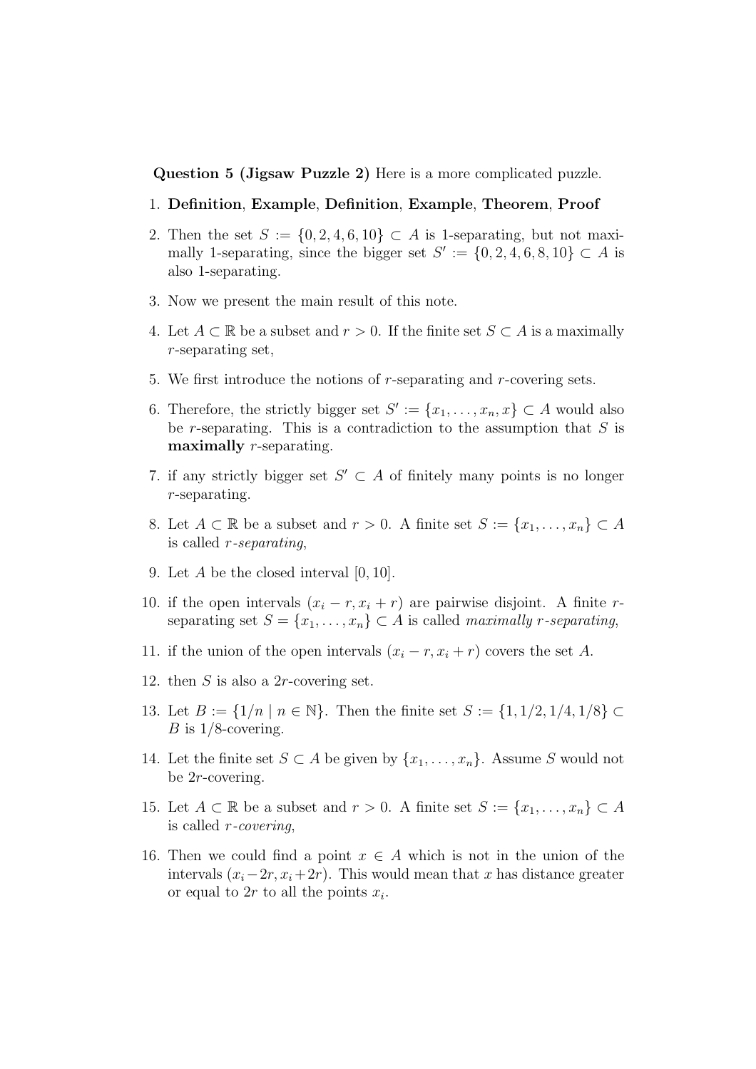**Question 5 (Jigsaw Puzzle 2)** Here is a more complicated puzzle.

1. **Definition**, **Example**, **Definition**, **Example**, **Theorem**, **Proof**
2. Then the set $S := \{0, 2, 4, 6, 10\} \subset A$ is 1-separating, but not maximally 1-separating, since the bigger set $S' := \{0, 2, 4, 6, 8, 10\} \subset A$ is also 1-separating.
3. Now we present the main result of this note.
4. Let $A \subset \mathbb{R}$ be a subset and $r > 0$. If the finite set $S \subset A$ is a maximally $r$-separating set,
5. We first introduce the notions of $r$-separating and $r$-covering sets.
6. Therefore, the strictly bigger set $S' := \{x_1, \ldots, x_n, x\} \subset A$ would also be $r$-separating. This is a contradiction to the assumption that $S$ is **maximally** $r$-separating.
7. if any strictly bigger set $S' \subset A$ of finitely many points is no longer $r$-separating.
8. Let $A \subset \mathbb{R}$ be a subset and $r > 0$. A finite set $S := \{x_1, \ldots, x_n\} \subset A$ is called *$r$-separating*,
9. Let $A$ be the closed interval $[0, 10]$.
10. if the open intervals $(x_i - r, x_i + r)$ are pairwise disjoint. A finite $r$-separating set $S = \{x_1, \ldots, x_n\} \subset A$ is called *maximally $r$-separating*,
11. if the union of the open intervals $(x_i - r, x_i + r)$ covers the set $A$.
12. then $S$ is also a $2r$-covering set.
13. Let $B := \{1/n \mid n \in \mathbb{N}\}$. Then the finite set $S := \{1, 1/2, 1/4, 1/8\} \subset B$ is $1/8$-covering.
14. Let the finite set $S \subset A$ be given by $\{x_1, \ldots, x_n\}$. Assume $S$ would not be $2r$-covering.
15. Let $A \subset \mathbb{R}$ be a subset and $r > 0$. A finite set $S := \{x_1, \ldots, x_n\} \subset A$ is called *$r$-covering*,
16. Then we could find a point $x \in A$ which is not in the union of the intervals $(x_i - 2r, x_i + 2r)$. This would mean that $x$ has distance greater or equal to $2r$ to all the points $x_i$.